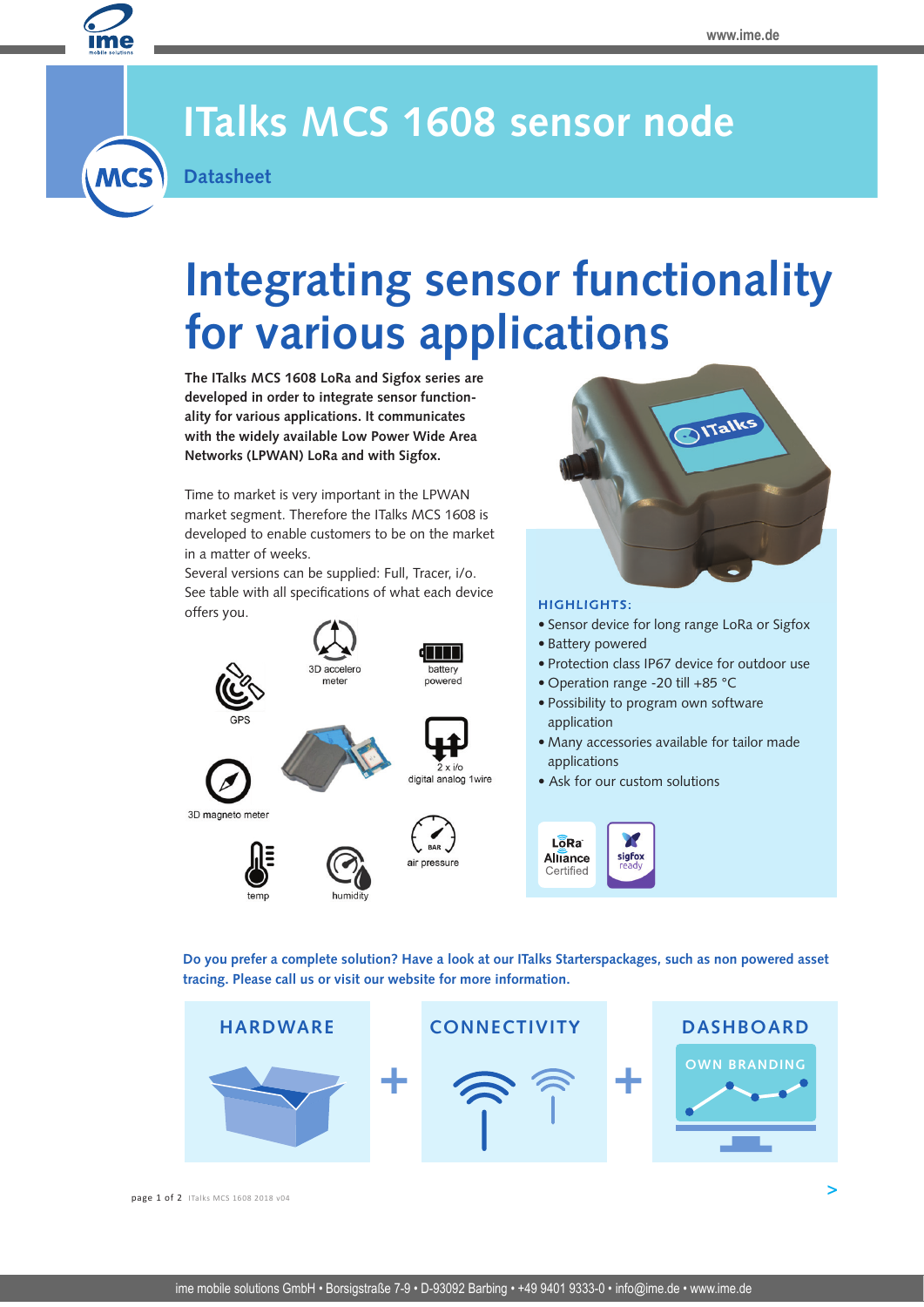# ITalks MCS 1608 sensor node

**Datasheet**

## Integrating sensor functionality for various applications

**The ITalks MCS 1608 LoRa and Sigfox series are developed in order to integrate sensor functionality for various applications. It communicates with the widely available Low Power Wide Area Networks (LPWAN) LoRa and with Sigfox.**

Time to market is very important in the LPWAN market segment. Therefore the ITalks MCS 1608 is developed to enable customers to be on the market in a matter of weeks.
Several versions can be supplied: Full, Tracer, i/o.
See table with all specifications of what each device offers you.

GPS
3D accelero meter
battery powered
3D magneto meter
2 x i/o digital analog 1wire
temp
humidity
air pressure

### HIGHLIGHTS:

- Sensor device for long range LoRa or Sigfox
- Battery powered
- Protection class IP67 device for outdoor use
- Operation range -20 till +85 °C
- Possibility to program own software application
- Many accessories available for tailor made applications
- Ask for our custom solutions

LoRa Alliance Certified
sigfox ready

**Do you prefer a complete solution? Have a look at our ITalks Starterspackages, such as non powered asset tracing. Please call us or visit our website for more information.**

HARDWARE + CONNECTIVITY + DASHBOARD

OWN BRANDING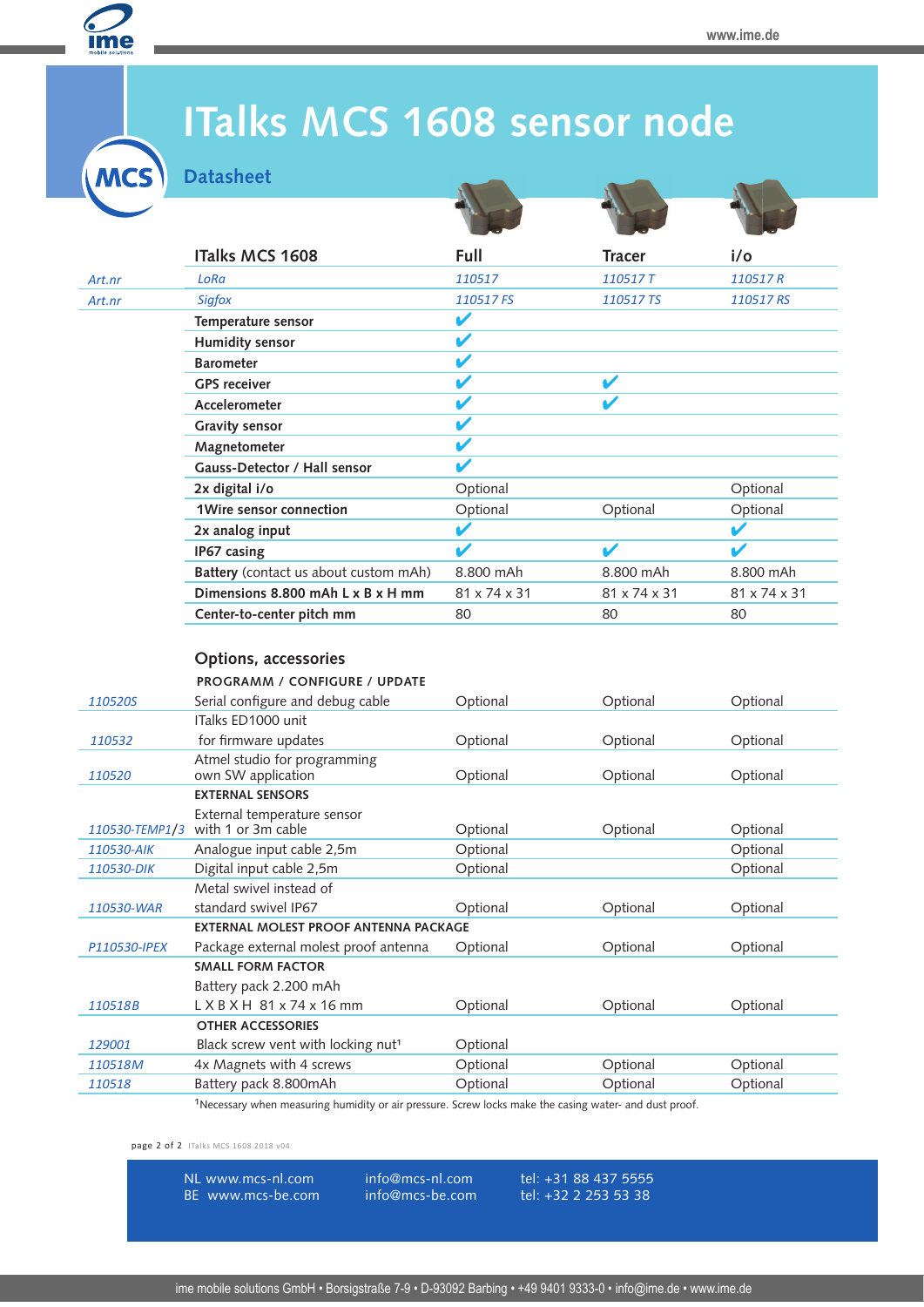# ITalks MCS 1608 sensor node

## Datasheet

| | ITalks MCS 1608 | Full | Tracer | i/o |
|---|---|---|---|---|
| *Art.nr* | *LoRa* | *110517* | *110517 T* | *110517 R* |
| *Art.nr* | *Sigfox* | *110517 FS* | *110517 TS* | *110517 RS* |
| | **Temperature sensor** | ✔ | | |
| | **Humidity sensor** | ✔ | | |
| | **Barometer** | ✔ | | |
| | **GPS receiver** | ✔ | ✔ | |
| | **Accelerometer** | ✔ | ✔ | |
| | **Gravity sensor** | ✔ | | |
| | **Magnetometer** | ✔ | | |
| | **Gauss-Detector / Hall sensor** | ✔ | | |
| | **2x digital i/o** | Optional | | Optional |
| | **1Wire sensor connection** | Optional | Optional | Optional |
| | **2x analog input** | ✔ | | ✔ |
| | **IP67 casing** | ✔ | ✔ | ✔ |
| | **Battery** (contact us about custom mAh) | 8.800 mAh | 8.800 mAh | 8.800 mAh |
| | **Dimensions 8.800 mAh L x B x H mm** | 81 x 74 x 31 | 81 x 74 x 31 | 81 x 74 x 31 |
| | **Center-to-center pitch mm** | 80 | 80 | 80 |

### Options, accessories

| | | | | |
|---|---|---|---|---|
| | **PROGRAMM / CONFIGURE / UPDATE** | | | |
| *110520S* | Serial configure and debug cable | Optional | Optional | Optional |
| *110532* | ITalks ED1000 unit for firmware updates | Optional | Optional | Optional |
| *110520* | Atmel studio for programming own SW application | Optional | Optional | Optional |
| | **EXTERNAL SENSORS** | | | |
| *110530-TEMP1/3* | External temperature sensor with 1 or 3m cable | Optional | Optional | Optional |
| *110530-AIK* | Analogue input cable 2,5m | Optional | | Optional |
| *110530-DIK* | Digital input cable 2,5m | Optional | | Optional |
| *110530-WAR* | Metal swivel instead of standard swivel IP67 | Optional | Optional | Optional |
| | **EXTERNAL MOLEST PROOF ANTENNA PACKAGE** | | | |
| *P110530-IPEX* | Package external molest proof antenna | Optional | Optional | Optional |
| | **SMALL FORM FACTOR** | | | |
| *110518B* | Battery pack 2.200 mAh L X B X H 81 x 74 x 16 mm | Optional | Optional | Optional |
| | **OTHER ACCESSORIES** | | | |
| *129001* | Black screw vent with locking nut[1] | Optional | | |
| *110518M* | 4x Magnets with 4 screws | Optional | Optional | Optional |
| *110518* | Battery pack 8.800mAh | Optional | Optional | Optional |

[1]Necessary when measuring humidity or air pressure. Screw locks make the casing water- and dust proof.

NL www.mcs-nl.com
BE www.mcs-be.com

info@mcs-nl.com
info@mcs-be.com

tel: +31 88 437 5555
tel: +32 2 253 53 38

ime mobile solutions GmbH • Borsigstraße 7-9 • D-93092 Barbing • +49 9401 9333-0 • info@ime.de • www.ime.de